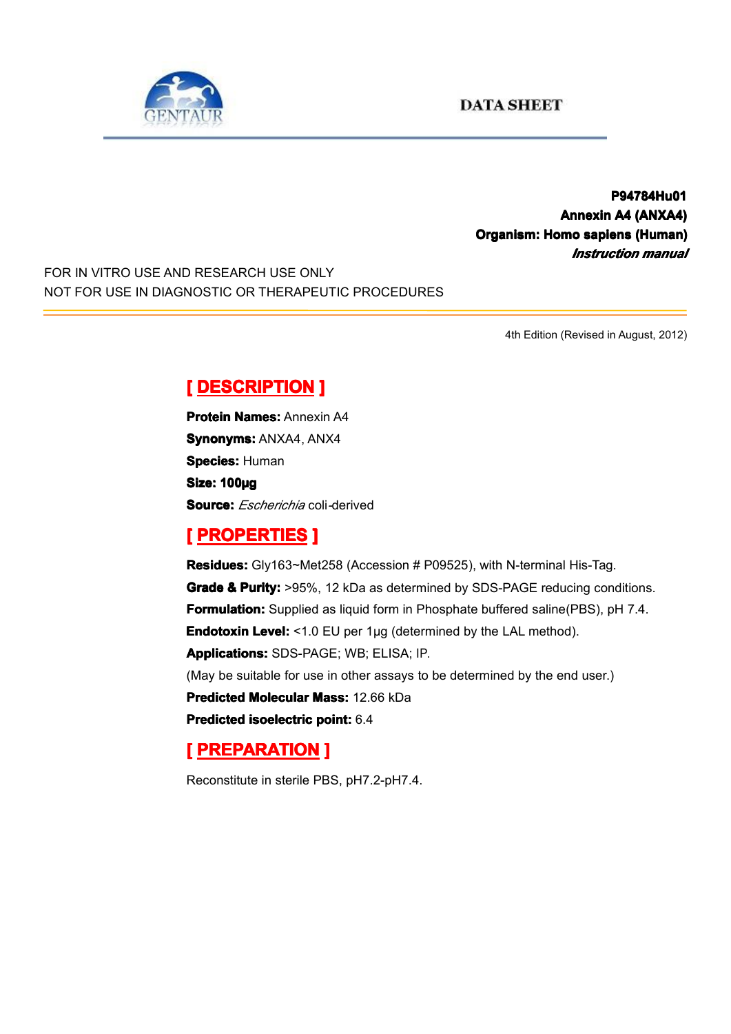DATA SHEET

**P94784Hu01**
**Annexin A4 (ANXA4)**
**Organism: Homo sapiens (Human)**
***Instruction manual***

FOR IN VITRO USE AND RESEARCH USE ONLY
NOT FOR USE IN DIAGNOSTIC OR THERAPEUTIC PROCEDURES

4th Edition (Revised in August, 2012)

## [ DESCRIPTION ]

**Protein Names:** Annexin A4
**Synonyms:** ANXA4, ANX4
**Species:** Human
**Size: 100µg**
**Source:** *Escherichia* coli-derived

## [ PROPERTIES ]

**Residues:** Gly163~Met258 (Accession # P09525), with N-terminal His-Tag.
**Grade & Purity:** >95%, 12 kDa as determined by SDS-PAGE reducing conditions.
**Formulation:** Supplied as liquid form in Phosphate buffered saline(PBS), pH 7.4.
**Endotoxin Level:** <1.0 EU per 1µg (determined by the LAL method).
**Applications:** SDS-PAGE; WB; ELISA; IP.
(May be suitable for use in other assays to be determined by the end user.)
**Predicted Molecular Mass:** 12.66 kDa
**Predicted isoelectric point:** 6.4

## [ PREPARATION ]

Reconstitute in sterile PBS, pH7.2-pH7.4.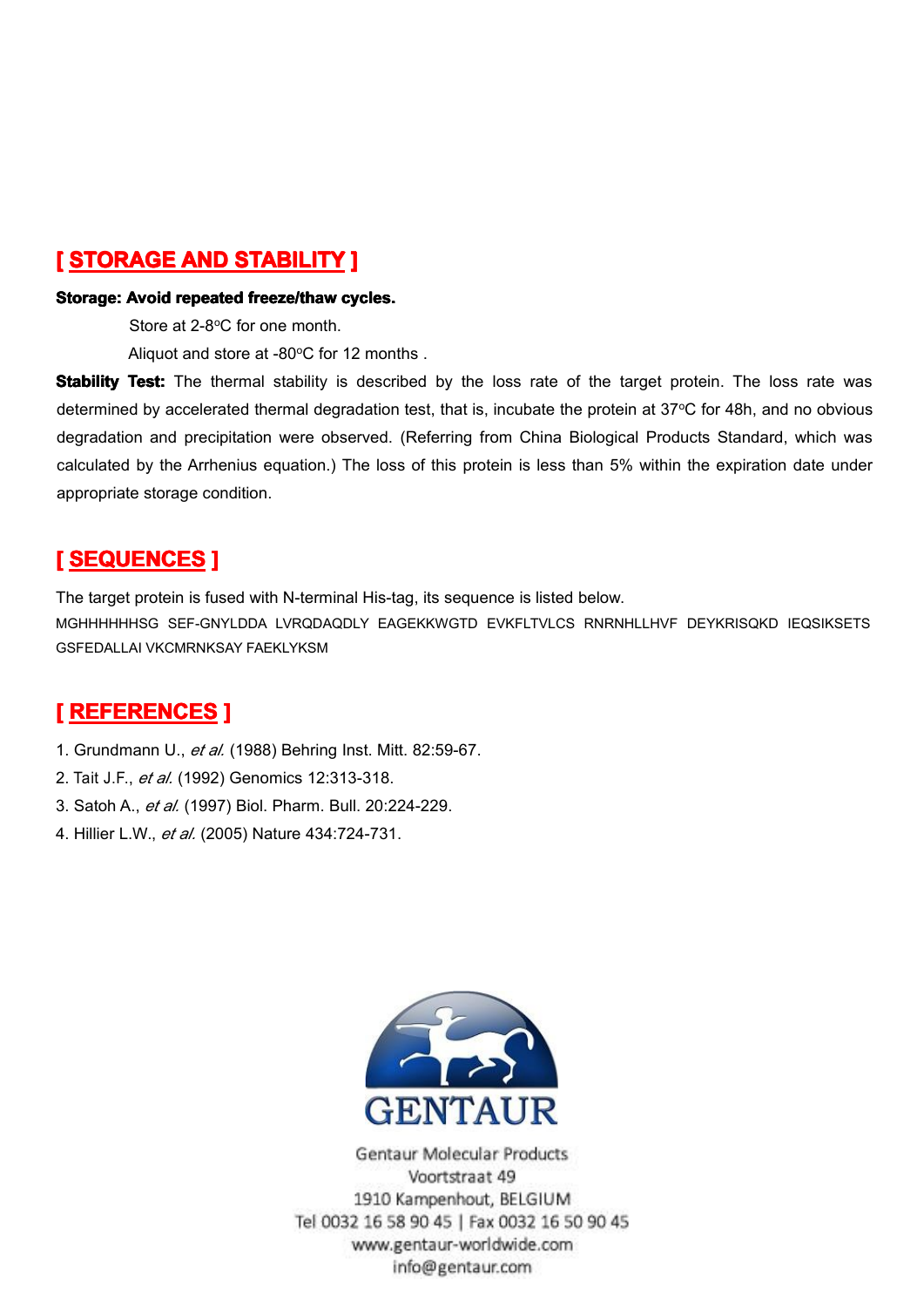## [ STORAGE AND STABILITY ]

**Storage: Avoid repeated freeze/thaw cycles.**

Store at 2-8°C for one month.

Aliquot and store at -80°C for 12 months .

**Stability Test:** The thermal stability is described by the loss rate of the target protein. The loss rate was determined by accelerated thermal degradation test, that is, incubate the protein at 37°C for 48h, and no obvious degradation and precipitation were observed. (Referring from China Biological Products Standard, which was calculated by the Arrhenius equation.) The loss of this protein is less than 5% within the expiration date under appropriate storage condition.

## [ SEQUENCES ]

The target protein is fused with N-terminal His-tag, its sequence is listed below.

MGHHHHHHSG SEF-GNYLDDA LVRQDAQDLY EAGEKKWGTD EVKFLTVLCS RNRNHLLHVF DEYKRISQKD IEQSIKSETS GSFEDALLAI VKCMRNKSAY FAEKLYKSM

## [ REFERENCES ]

1. Grundmann U., *et al.* (1988) Behring Inst. Mitt. 82:59-67.
2. Tait J.F., *et al.* (1992) Genomics 12:313-318.
3. Satoh A., *et al.* (1997) Biol. Pharm. Bull. 20:224-229.
4. Hillier L.W., *et al.* (2005) Nature 434:724-731.

GENTAUR

Gentaur Molecular Products
Voortstraat 49
1910 Kampenhout, BELGIUM
Tel 0032 16 58 90 45 | Fax 0032 16 50 90 45
www.gentaur-worldwide.com
info@gentaur.com